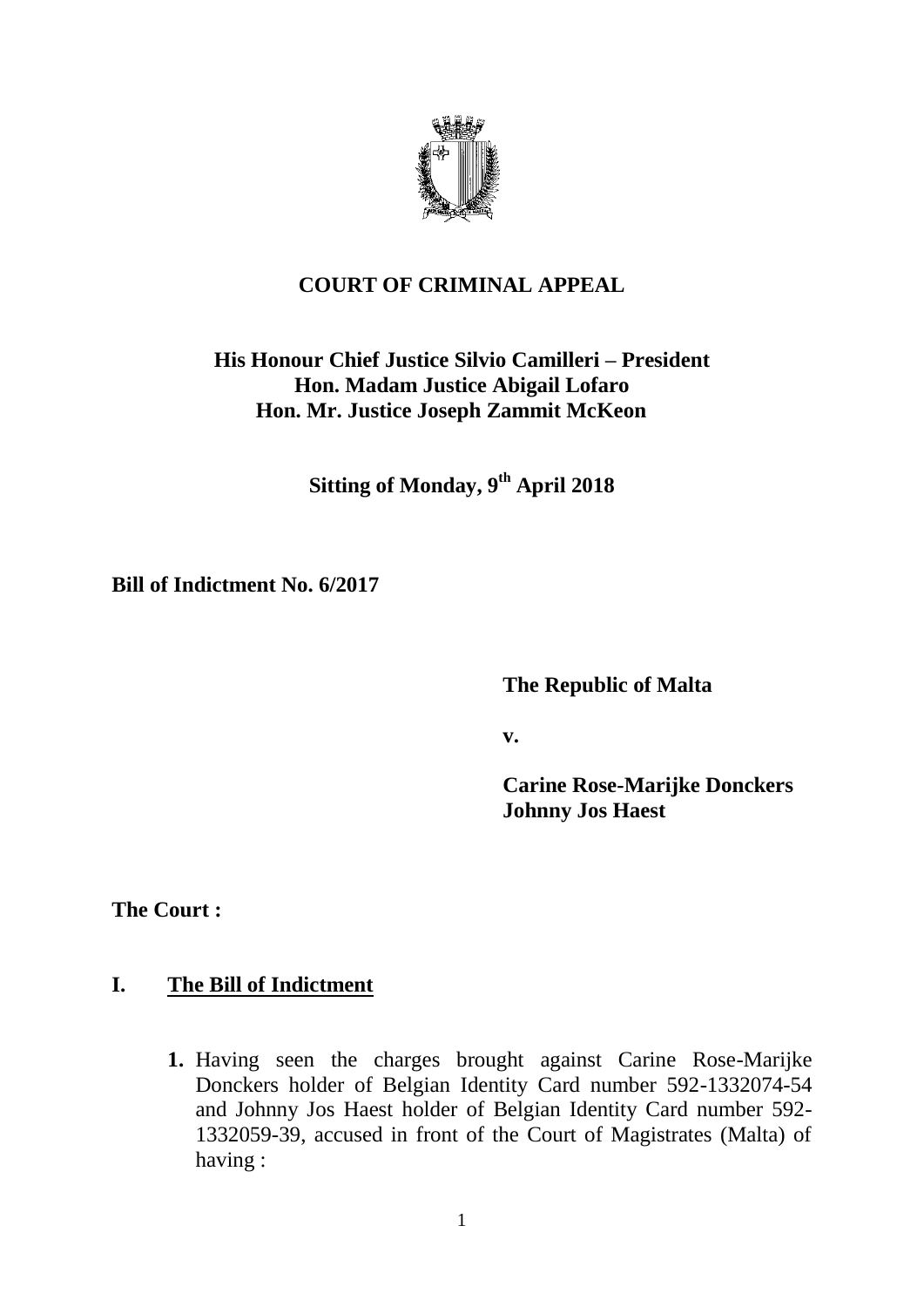**COURT OF CRIMINAL APPEAL**

**His Honour Chief Justice Silvio Camilleri – President**
**Hon. Madam Justice Abigail Lofaro**
**Hon. Mr. Justice Joseph Zammit McKeon**

**Sitting of Monday, 9th April 2018**

**Bill of Indictment No. 6/2017**

**The Republic of Malta**

**v.**

**Carine Rose-Marijke Donckers**
**Johnny Jos Haest**

**The Court :**

## I. The Bill of Indictment

**1.** Having seen the charges brought against Carine Rose-Marijke Donckers holder of Belgian Identity Card number 592-1332074-54 and Johnny Jos Haest holder of Belgian Identity Card number 592-1332059-39, accused in front of the Court of Magistrates (Malta) of having :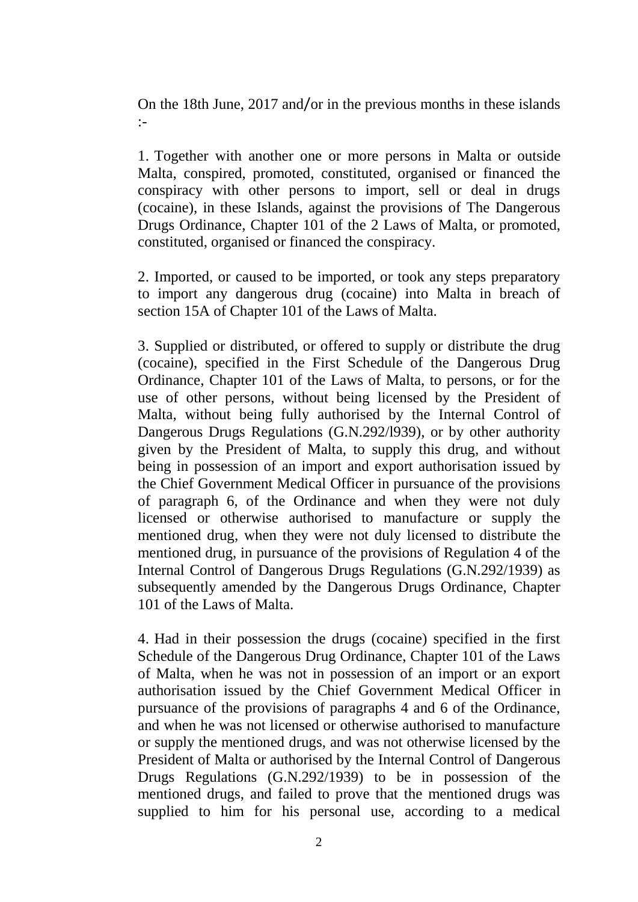On the 18th June, 2017 and/or in the previous months in these islands :-

1. Together with another one or more persons in Malta or outside Malta, conspired, promoted, constituted, organised or financed the conspiracy with other persons to import, sell or deal in drugs (cocaine), in these Islands, against the provisions of The Dangerous Drugs Ordinance, Chapter 101 of the 2 Laws of Malta, or promoted, constituted, organised or financed the conspiracy.

2. Imported, or caused to be imported, or took any steps preparatory to import any dangerous drug (cocaine) into Malta in breach of section 15A of Chapter 101 of the Laws of Malta.

3. Supplied or distributed, or offered to supply or distribute the drug (cocaine), specified in the First Schedule of the Dangerous Drug Ordinance, Chapter 101 of the Laws of Malta, to persons, or for the use of other persons, without being licensed by the President of Malta, without being fully authorised by the Internal Control of Dangerous Drugs Regulations (G.N.292/l939), or by other authority given by the President of Malta, to supply this drug, and without being in possession of an import and export authorisation issued by the Chief Government Medical Officer in pursuance of the provisions of paragraph 6, of the Ordinance and when they were not duly licensed or otherwise authorised to manufacture or supply the mentioned drug, when they were not duly licensed to distribute the mentioned drug, in pursuance of the provisions of Regulation 4 of the Internal Control of Dangerous Drugs Regulations (G.N.292/1939) as subsequently amended by the Dangerous Drugs Ordinance, Chapter 101 of the Laws of Malta.

4. Had in their possession the drugs (cocaine) specified in the first Schedule of the Dangerous Drug Ordinance, Chapter 101 of the Laws of Malta, when he was not in possession of an import or an export authorisation issued by the Chief Government Medical Officer in pursuance of the provisions of paragraphs 4 and 6 of the Ordinance, and when he was not licensed or otherwise authorised to manufacture or supply the mentioned drugs, and was not otherwise licensed by the President of Malta or authorised by the Internal Control of Dangerous Drugs Regulations (G.N.292/1939) to be in possession of the mentioned drugs, and failed to prove that the mentioned drugs was supplied to him for his personal use, according to a medical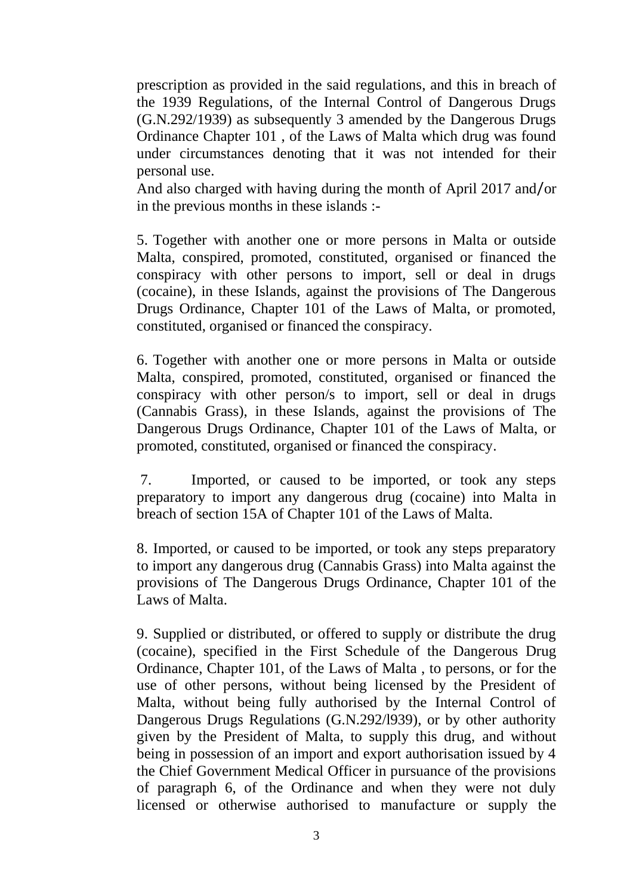prescription as provided in the said regulations, and this in breach of the 1939 Regulations, of the Internal Control of Dangerous Drugs (G.N.292/1939) as subsequently 3 amended by the Dangerous Drugs Ordinance Chapter 101 , of the Laws of Malta which drug was found under circumstances denoting that it was not intended for their personal use.

And also charged with having during the month of April 2017 and/or in the previous months in these islands :-

5. Together with another one or more persons in Malta or outside Malta, conspired, promoted, constituted, organised or financed the conspiracy with other persons to import, sell or deal in drugs (cocaine), in these Islands, against the provisions of The Dangerous Drugs Ordinance, Chapter 101 of the Laws of Malta, or promoted, constituted, organised or financed the conspiracy.

6. Together with another one or more persons in Malta or outside Malta, conspired, promoted, constituted, organised or financed the conspiracy with other person/s to import, sell or deal in drugs (Cannabis Grass), in these Islands, against the provisions of The Dangerous Drugs Ordinance, Chapter 101 of the Laws of Malta, or promoted, constituted, organised or financed the conspiracy.

7. Imported, or caused to be imported, or took any steps preparatory to import any dangerous drug (cocaine) into Malta in breach of section 15A of Chapter 101 of the Laws of Malta.

8. Imported, or caused to be imported, or took any steps preparatory to import any dangerous drug (Cannabis Grass) into Malta against the provisions of The Dangerous Drugs Ordinance, Chapter 101 of the Laws of Malta.

9. Supplied or distributed, or offered to supply or distribute the drug (cocaine), specified in the First Schedule of the Dangerous Drug Ordinance, Chapter 101, of the Laws of Malta , to persons, or for the use of other persons, without being licensed by the President of Malta, without being fully authorised by the Internal Control of Dangerous Drugs Regulations (G.N.292/l939), or by other authority given by the President of Malta, to supply this drug, and without being in possession of an import and export authorisation issued by 4 the Chief Government Medical Officer in pursuance of the provisions of paragraph 6, of the Ordinance and when they were not duly licensed or otherwise authorised to manufacture or supply the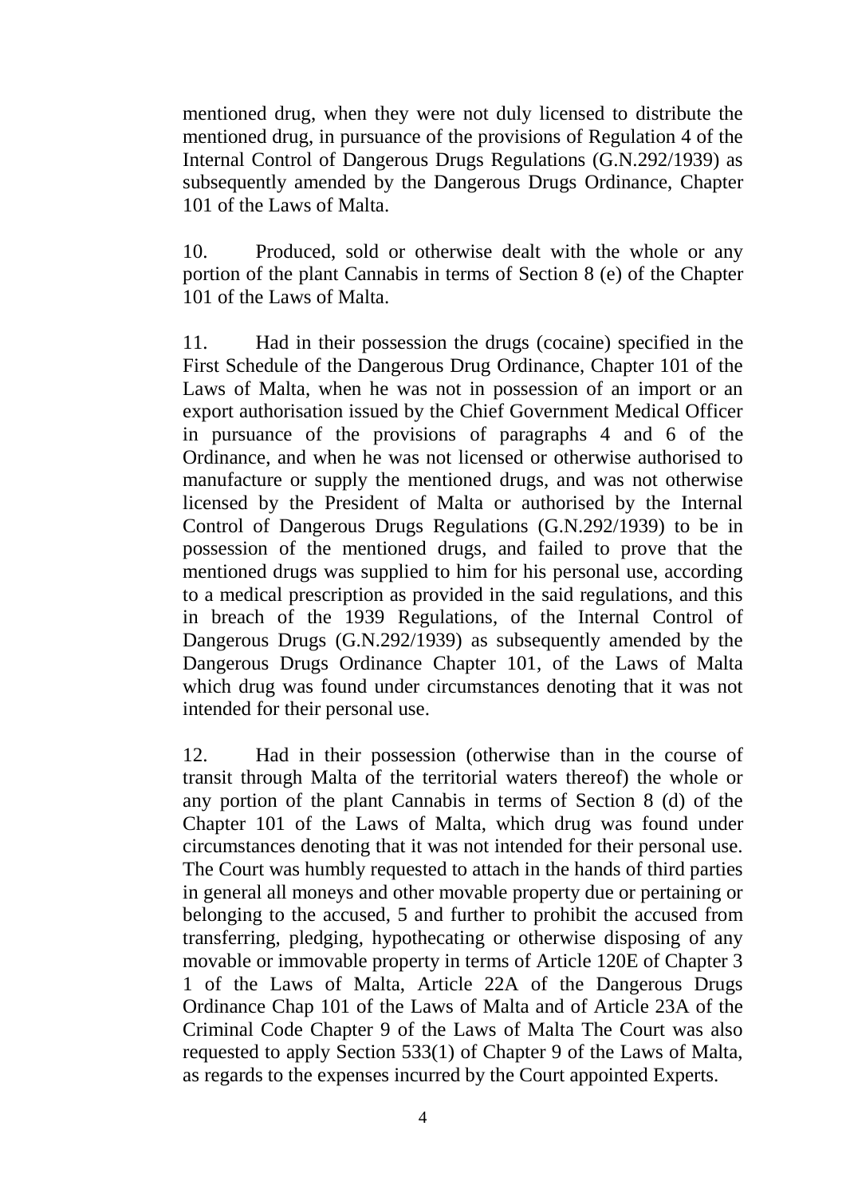mentioned drug, when they were not duly licensed to distribute the mentioned drug, in pursuance of the provisions of Regulation 4 of the Internal Control of Dangerous Drugs Regulations (G.N.292/1939) as subsequently amended by the Dangerous Drugs Ordinance, Chapter 101 of the Laws of Malta.

10. Produced, sold or otherwise dealt with the whole or any portion of the plant Cannabis in terms of Section 8 (e) of the Chapter 101 of the Laws of Malta.

11. Had in their possession the drugs (cocaine) specified in the First Schedule of the Dangerous Drug Ordinance, Chapter 101 of the Laws of Malta, when he was not in possession of an import or an export authorisation issued by the Chief Government Medical Officer in pursuance of the provisions of paragraphs 4 and 6 of the Ordinance, and when he was not licensed or otherwise authorised to manufacture or supply the mentioned drugs, and was not otherwise licensed by the President of Malta or authorised by the Internal Control of Dangerous Drugs Regulations (G.N.292/1939) to be in possession of the mentioned drugs, and failed to prove that the mentioned drugs was supplied to him for his personal use, according to a medical prescription as provided in the said regulations, and this in breach of the 1939 Regulations, of the Internal Control of Dangerous Drugs (G.N.292/1939) as subsequently amended by the Dangerous Drugs Ordinance Chapter 101, of the Laws of Malta which drug was found under circumstances denoting that it was not intended for their personal use.

12. Had in their possession (otherwise than in the course of transit through Malta of the territorial waters thereof) the whole or any portion of the plant Cannabis in terms of Section 8 (d) of the Chapter 101 of the Laws of Malta, which drug was found under circumstances denoting that it was not intended for their personal use. The Court was humbly requested to attach in the hands of third parties in general all moneys and other movable property due or pertaining or belonging to the accused, 5 and further to prohibit the accused from transferring, pledging, hypothecating or otherwise disposing of any movable or immovable property in terms of Article 120E of Chapter 3 1 of the Laws of Malta, Article 22A of the Dangerous Drugs Ordinance Chap 101 of the Laws of Malta and of Article 23A of the Criminal Code Chapter 9 of the Laws of Malta The Court was also requested to apply Section 533(1) of Chapter 9 of the Laws of Malta, as regards to the expenses incurred by the Court appointed Experts.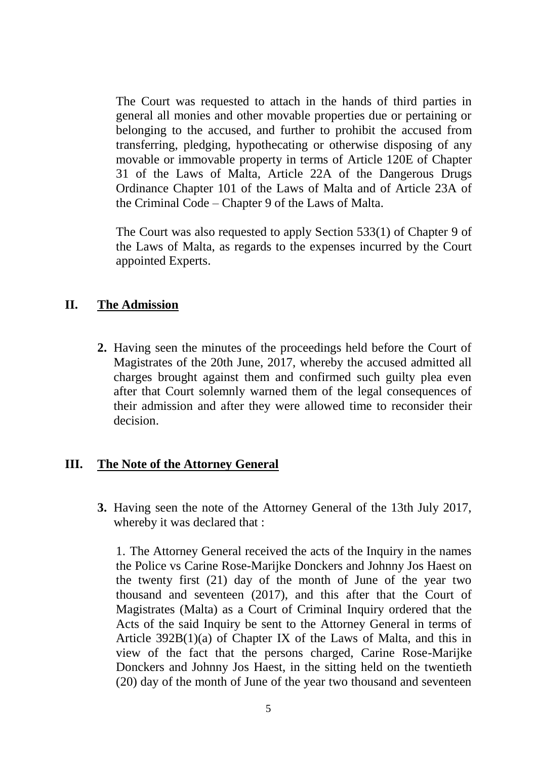The Court was requested to attach in the hands of third parties in general all monies and other movable properties due or pertaining or belonging to the accused, and further to prohibit the accused from transferring, pledging, hypothecating or otherwise disposing of any movable or immovable property in terms of Article 120E of Chapter 31 of the Laws of Malta, Article 22A of the Dangerous Drugs Ordinance Chapter 101 of the Laws of Malta and of Article 23A of the Criminal Code – Chapter 9 of the Laws of Malta.

The Court was also requested to apply Section 533(1) of Chapter 9 of the Laws of Malta, as regards to the expenses incurred by the Court appointed Experts.

## II. <u>The Admission</u>

**2.** Having seen the minutes of the proceedings held before the Court of Magistrates of the 20th June, 2017, whereby the accused admitted all charges brought against them and confirmed such guilty plea even after that Court solemnly warned them of the legal consequences of their admission and after they were allowed time to reconsider their decision.

## III. <u>The Note of the Attorney General</u>

**3.** Having seen the note of the Attorney General of the 13th July 2017, whereby it was declared that :

1. The Attorney General received the acts of the Inquiry in the names the Police vs Carine Rose-Marijke Donckers and Johnny Jos Haest on the twenty first (21) day of the month of June of the year two thousand and seventeen (2017), and this after that the Court of Magistrates (Malta) as a Court of Criminal Inquiry ordered that the Acts of the said Inquiry be sent to the Attorney General in terms of Article 392B(1)(a) of Chapter IX of the Laws of Malta, and this in view of the fact that the persons charged, Carine Rose-Marijke Donckers and Johnny Jos Haest, in the sitting held on the twentieth (20) day of the month of June of the year two thousand and seventeen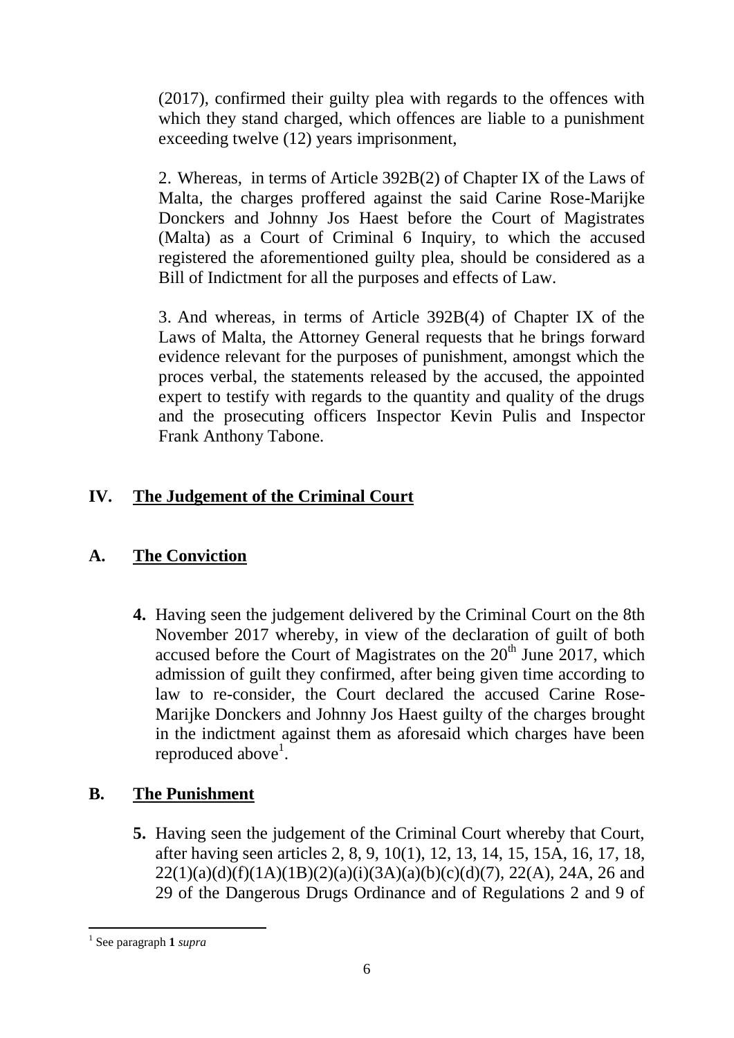(2017), confirmed their guilty plea with regards to the offences with which they stand charged, which offences are liable to a punishment exceeding twelve (12) years imprisonment,

2. Whereas, in terms of Article 392B(2) of Chapter IX of the Laws of Malta, the charges proffered against the said Carine Rose-Marijke Donckers and Johnny Jos Haest before the Court of Magistrates (Malta) as a Court of Criminal 6 Inquiry, to which the accused registered the aforementioned guilty plea, should be considered as a Bill of Indictment for all the purposes and effects of Law.

3. And whereas, in terms of Article 392B(4) of Chapter IX of the Laws of Malta, the Attorney General requests that he brings forward evidence relevant for the purposes of punishment, amongst which the proces verbal, the statements released by the accused, the appointed expert to testify with regards to the quantity and quality of the drugs and the prosecuting officers Inspector Kevin Pulis and Inspector Frank Anthony Tabone.

## IV. The Judgement of the Criminal Court

### A. The Conviction

**4.** Having seen the judgement delivered by the Criminal Court on the 8th November 2017 whereby, in view of the declaration of guilt of both accused before the Court of Magistrates on the 20th June 2017, which admission of guilt they confirmed, after being given time according to law to re-consider, the Court declared the accused Carine Rose-Marijke Donckers and Johnny Jos Haest guilty of the charges brought in the indictment against them as aforesaid which charges have been reproduced above[1].

### B. The Punishment

**5.** Having seen the judgement of the Criminal Court whereby that Court, after having seen articles 2, 8, 9, 10(1), 12, 13, 14, 15, 15A, 16, 17, 18, 22(1)(a)(d)(f)(1A)(1B)(2)(a)(i)(3A)(a)(b)(c)(d)(7), 22(A), 24A, 26 and 29 of the Dangerous Drugs Ordinance and of Regulations 2 and 9 of

---

[1] See paragraph **1** *supra*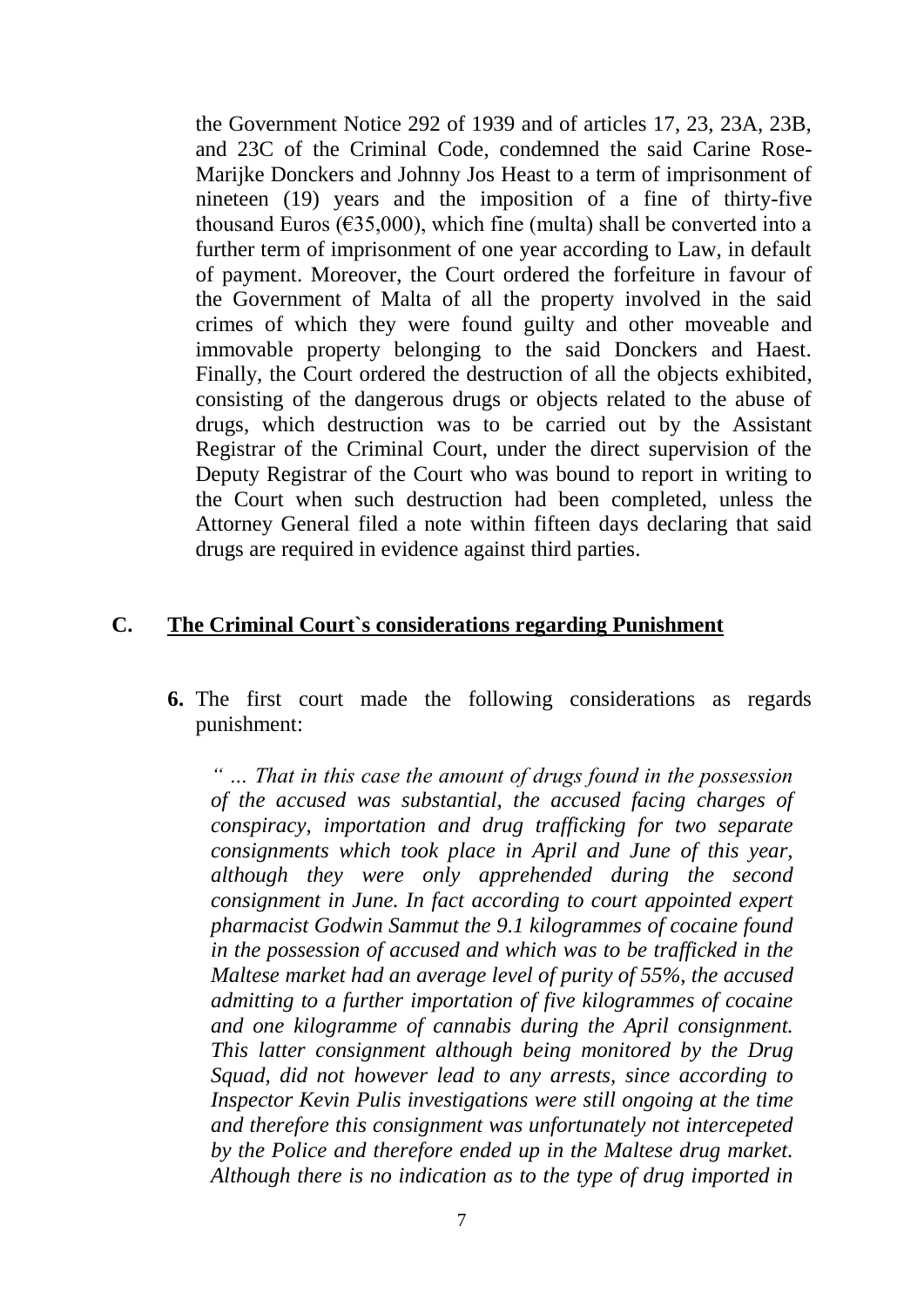the Government Notice 292 of 1939 and of articles 17, 23, 23A, 23B, and 23C of the Criminal Code, condemned the said Carine Rose-Marijke Donckers and Johnny Jos Heast to a term of imprisonment of nineteen (19) years and the imposition of a fine of thirty-five thousand Euros (€35,000), which fine (multa) shall be converted into a further term of imprisonment of one year according to Law, in default of payment. Moreover, the Court ordered the forfeiture in favour of the Government of Malta of all the property involved in the said crimes of which they were found guilty and other moveable and immovable property belonging to the said Donckers and Haest. Finally, the Court ordered the destruction of all the objects exhibited, consisting of the dangerous drugs or objects related to the abuse of drugs, which destruction was to be carried out by the Assistant Registrar of the Criminal Court, under the direct supervision of the Deputy Registrar of the Court who was bound to report in writing to the Court when such destruction had been completed, unless the Attorney General filed a note within fifteen days declaring that said drugs are required in evidence against third parties.

## C. The Criminal Court`s considerations regarding Punishment

**6.** The first court made the following considerations as regards punishment:

*" … That in this case the amount of drugs found in the possession of the accused was substantial, the accused facing charges of conspiracy, importation and drug trafficking for two separate consignments which took place in April and June of this year, although they were only apprehended during the second consignment in June. In fact according to court appointed expert pharmacist Godwin Sammut the 9.1 kilogrammes of cocaine found in the possession of accused and which was to be trafficked in the Maltese market had an average level of purity of 55%, the accused admitting to a further importation of five kilogrammes of cocaine and one kilogramme of cannabis during the April consignment. This latter consignment although being monitored by the Drug Squad, did not however lead to any arrests, since according to Inspector Kevin Pulis investigations were still ongoing at the time and therefore this consignment was unfortunately not intercepeted by the Police and therefore ended up in the Maltese drug market. Although there is no indication as to the type of drug imported in*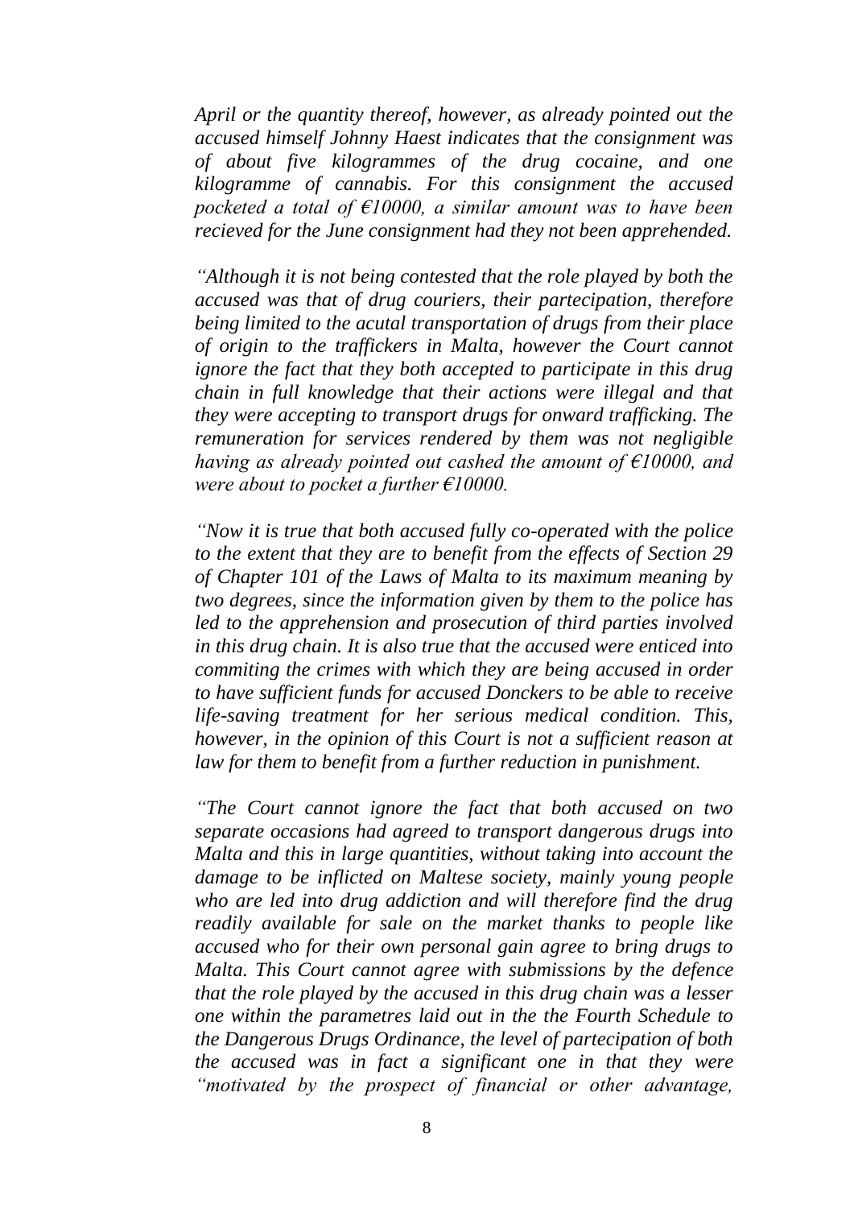*April or the quantity thereof, however, as already pointed out the accused himself Johnny Haest indicates that the consignment was of about five kilogrammes of the drug cocaine, and one kilogramme of cannabis. For this consignment the accused pocketed a total of €10000, a similar amount was to have been recieved for the June consignment had they not been apprehended.*

*"Although it is not being contested that the role played by both the accused was that of drug couriers, their partecipation, therefore being limited to the acutal transportation of drugs from their place of origin to the traffickers in Malta, however the Court cannot ignore the fact that they both accepted to participate in this drug chain in full knowledge that their actions were illegal and that they were accepting to transport drugs for onward trafficking. The remuneration for services rendered by them was not negligible having as already pointed out cashed the amount of €10000, and were about to pocket a further €10000.*

*"Now it is true that both accused fully co-operated with the police to the extent that they are to benefit from the effects of Section 29 of Chapter 101 of the Laws of Malta to its maximum meaning by two degrees, since the information given by them to the police has led to the apprehension and prosecution of third parties involved in this drug chain. It is also true that the accused were enticed into commiting the crimes with which they are being accused in order to have sufficient funds for accused Donckers to be able to receive life-saving treatment for her serious medical condition. This, however, in the opinion of this Court is not a sufficient reason at law for them to benefit from a further reduction in punishment.*

*"The Court cannot ignore the fact that both accused on two separate occasions had agreed to transport dangerous drugs into Malta and this in large quantities, without taking into account the damage to be inflicted on Maltese society, mainly young people who are led into drug addiction and will therefore find the drug readily available for sale on the market thanks to people like accused who for their own personal gain agree to bring drugs to Malta. This Court cannot agree with submissions by the defence that the role played by the accused in this drug chain was a lesser one within the parametres laid out in the the Fourth Schedule to the Dangerous Drugs Ordinance, the level of partecipation of both the accused was in fact a significant one in that they were "motivated by the prospect of financial or other advantage,*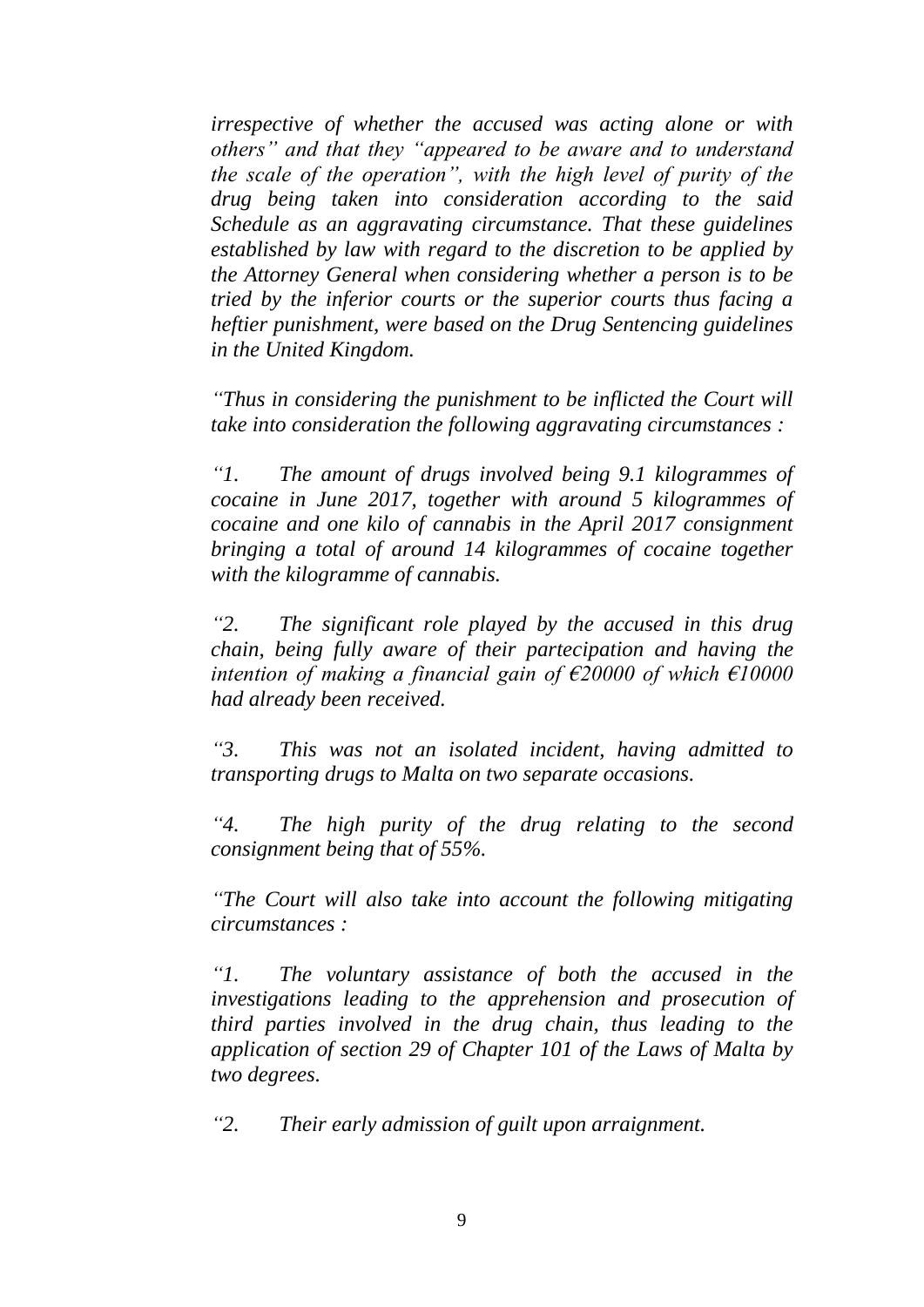*irrespective of whether the accused was acting alone or with others" and that they "appeared to be aware and to understand the scale of the operation", with the high level of purity of the drug being taken into consideration according to the said Schedule as an aggravating circumstance. That these guidelines established by law with regard to the discretion to be applied by the Attorney General when considering whether a person is to be tried by the inferior courts or the superior courts thus facing a heftier punishment, were based on the Drug Sentencing guidelines in the United Kingdom.*

*"Thus in considering the punishment to be inflicted the Court will take into consideration the following aggravating circumstances :*

*"1. The amount of drugs involved being 9.1 kilogrammes of cocaine in June 2017, together with around 5 kilogrammes of cocaine and one kilo of cannabis in the April 2017 consignment bringing a total of around 14 kilogrammes of cocaine together with the kilogramme of cannabis.*

*"2. The significant role played by the accused in this drug chain, being fully aware of their partecipation and having the intention of making a financial gain of €20000 of which €10000 had already been received.*

*"3. This was not an isolated incident, having admitted to transporting drugs to Malta on two separate occasions.*

*"4. The high purity of the drug relating to the second consignment being that of 55%.*

*"The Court will also take into account the following mitigating circumstances :*

*"1. The voluntary assistance of both the accused in the investigations leading to the apprehension and prosecution of third parties involved in the drug chain, thus leading to the application of section 29 of Chapter 101 of the Laws of Malta by two degrees.*

*"2. Their early admission of guilt upon arraignment.*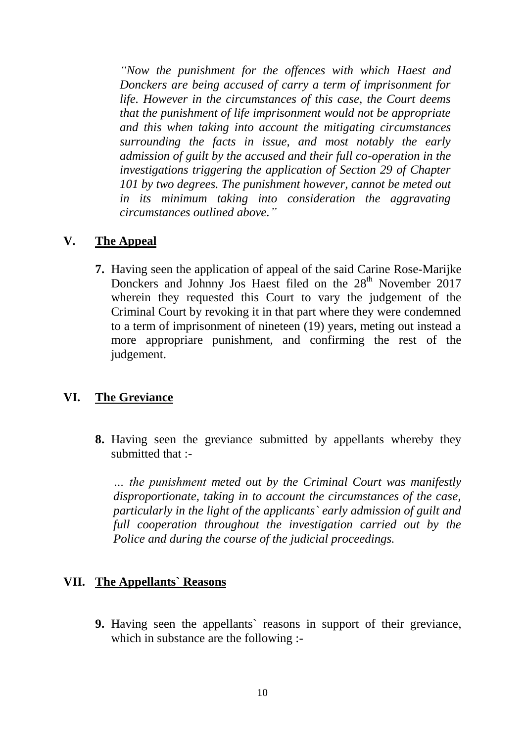*"Now the punishment for the offences with which Haest and Donckers are being accused of carry a term of imprisonment for life. However in the circumstances of this case, the Court deems that the punishment of life imprisonment would not be appropriate and this when taking into account the mitigating circumstances surrounding the facts in issue, and most notably the early admission of guilt by the accused and their full co-operation in the investigations triggering the application of Section 29 of Chapter 101 by two degrees. The punishment however, cannot be meted out in its minimum taking into consideration the aggravating circumstances outlined above."*

## V. The Appeal

**7.** Having seen the application of appeal of the said Carine Rose-Marijke Donckers and Johnny Jos Haest filed on the 28th November 2017 wherein they requested this Court to vary the judgement of the Criminal Court by revoking it in that part where they were condemned to a term of imprisonment of nineteen (19) years, meting out instead a more appropriare punishment, and confirming the rest of the judgement.

## VI. The Greviance

**8.** Having seen the greviance submitted by appellants whereby they submitted that :-

*… the punishment meted out by the Criminal Court was manifestly disproportionate, taking in to account the circumstances of the case, particularly in the light of the applicants` early admission of guilt and full cooperation throughout the investigation carried out by the Police and during the course of the judicial proceedings.*

## VII. The Appellants` Reasons

**9.** Having seen the appellants` reasons in support of their greviance, which in substance are the following :-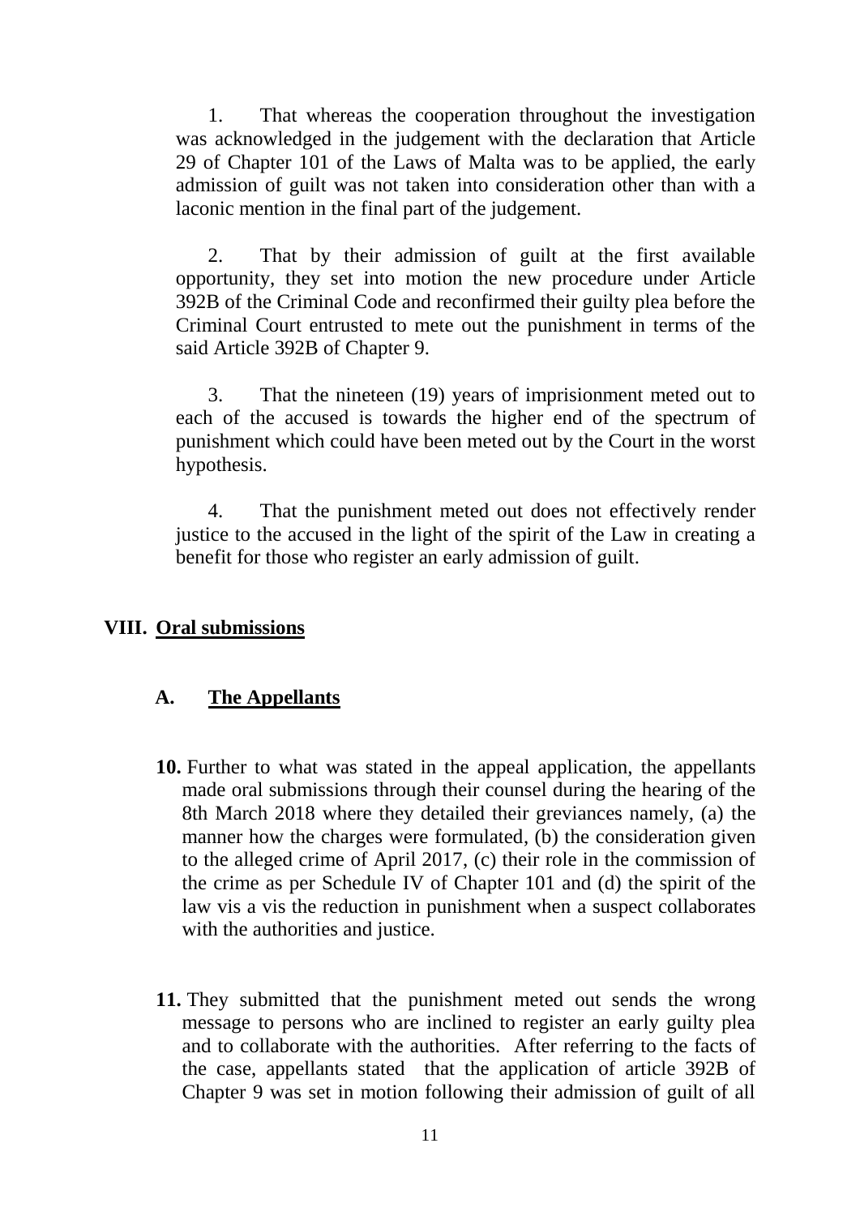1. That whereas the cooperation throughout the investigation was acknowledged in the judgement with the declaration that Article 29 of Chapter 101 of the Laws of Malta was to be applied, the early admission of guilt was not taken into consideration other than with a laconic mention in the final part of the judgement.

2. That by their admission of guilt at the first available opportunity, they set into motion the new procedure under Article 392B of the Criminal Code and reconfirmed their guilty plea before the Criminal Court entrusted to mete out the punishment in terms of the said Article 392B of Chapter 9.

3. That the nineteen (19) years of imprisionment meted out to each of the accused is towards the higher end of the spectrum of punishment which could have been meted out by the Court in the worst hypothesis.

4. That the punishment meted out does not effectively render justice to the accused in the light of the spirit of the Law in creating a benefit for those who register an early admission of guilt.

## VIII. Oral submissions

### A. The Appellants

**10.** Further to what was stated in the appeal application, the appellants made oral submissions through their counsel during the hearing of the 8th March 2018 where they detailed their greviances namely, (a) the manner how the charges were formulated, (b) the consideration given to the alleged crime of April 2017, (c) their role in the commission of the crime as per Schedule IV of Chapter 101 and (d) the spirit of the law vis a vis the reduction in punishment when a suspect collaborates with the authorities and justice.

**11.** They submitted that the punishment meted out sends the wrong message to persons who are inclined to register an early guilty plea and to collaborate with the authorities. After referring to the facts of the case, appellants stated that the application of article 392B of Chapter 9 was set in motion following their admission of guilt of all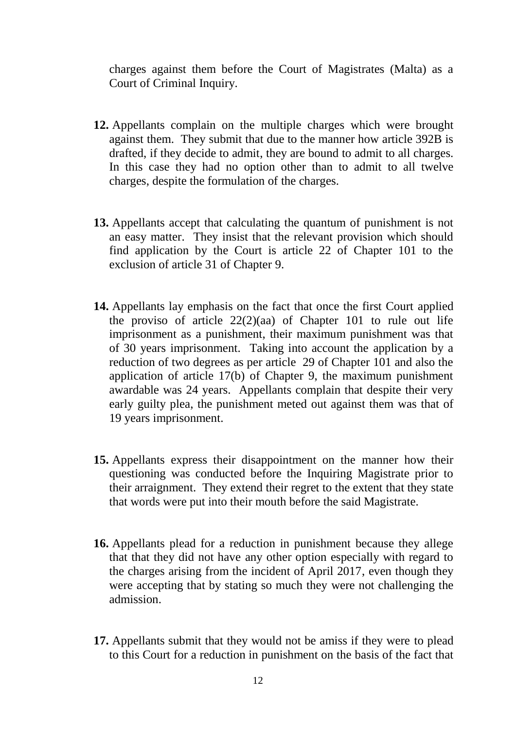charges against them before the Court of Magistrates (Malta) as a Court of Criminal Inquiry.

**12.** Appellants complain on the multiple charges which were brought against them. They submit that due to the manner how article 392B is drafted, if they decide to admit, they are bound to admit to all charges. In this case they had no option other than to admit to all twelve charges, despite the formulation of the charges.

**13.** Appellants accept that calculating the quantum of punishment is not an easy matter. They insist that the relevant provision which should find application by the Court is article 22 of Chapter 101 to the exclusion of article 31 of Chapter 9.

**14.** Appellants lay emphasis on the fact that once the first Court applied the proviso of article 22(2)(aa) of Chapter 101 to rule out life imprisonment as a punishment, their maximum punishment was that of 30 years imprisonment. Taking into account the application by a reduction of two degrees as per article 29 of Chapter 101 and also the application of article 17(b) of Chapter 9, the maximum punishment awardable was 24 years. Appellants complain that despite their very early guilty plea, the punishment meted out against them was that of 19 years imprisonment.

**15.** Appellants express their disappointment on the manner how their questioning was conducted before the Inquiring Magistrate prior to their arraignment. They extend their regret to the extent that they state that words were put into their mouth before the said Magistrate.

**16.** Appellants plead for a reduction in punishment because they allege that that they did not have any other option especially with regard to the charges arising from the incident of April 2017, even though they were accepting that by stating so much they were not challenging the admission.

**17.** Appellants submit that they would not be amiss if they were to plead to this Court for a reduction in punishment on the basis of the fact that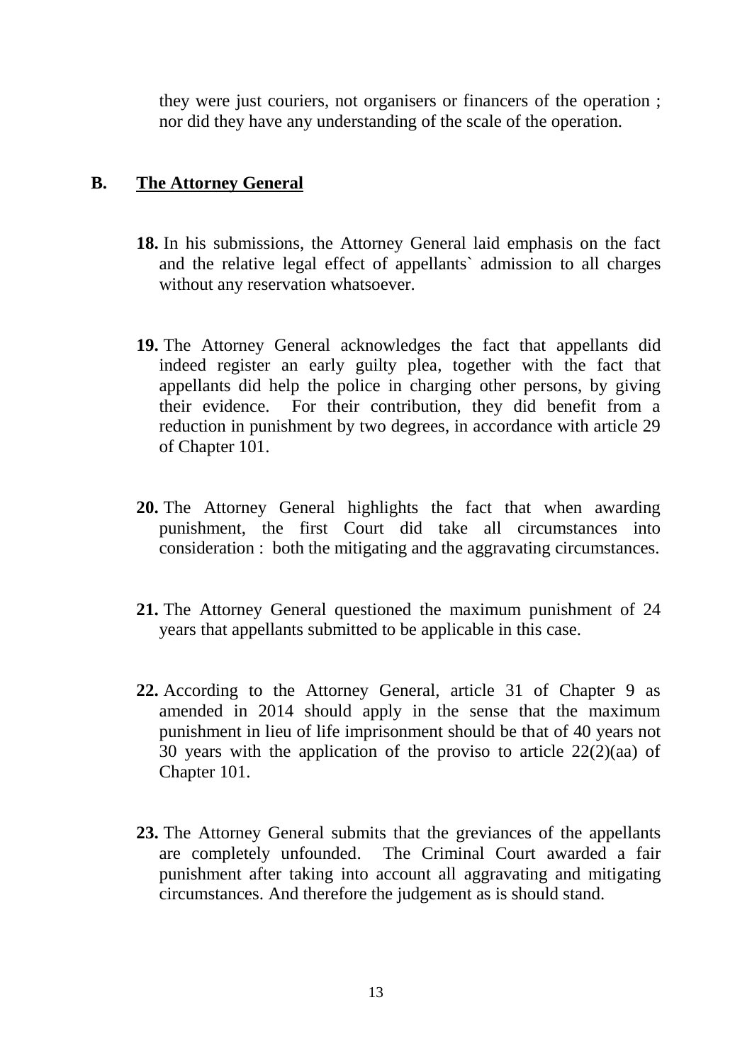they were just couriers, not organisers or financers of the operation ; nor did they have any understanding of the scale of the operation.

## B. The Attorney General

**18.** In his submissions, the Attorney General laid emphasis on the fact and the relative legal effect of appellants` admission to all charges without any reservation whatsoever.

**19.** The Attorney General acknowledges the fact that appellants did indeed register an early guilty plea, together with the fact that appellants did help the police in charging other persons, by giving their evidence. For their contribution, they did benefit from a reduction in punishment by two degrees, in accordance with article 29 of Chapter 101.

**20.** The Attorney General highlights the fact that when awarding punishment, the first Court did take all circumstances into consideration : both the mitigating and the aggravating circumstances.

**21.** The Attorney General questioned the maximum punishment of 24 years that appellants submitted to be applicable in this case.

**22.** According to the Attorney General, article 31 of Chapter 9 as amended in 2014 should apply in the sense that the maximum punishment in lieu of life imprisonment should be that of 40 years not 30 years with the application of the proviso to article 22(2)(aa) of Chapter 101.

**23.** The Attorney General submits that the greviances of the appellants are completely unfounded. The Criminal Court awarded a fair punishment after taking into account all aggravating and mitigating circumstances. And therefore the judgement as is should stand.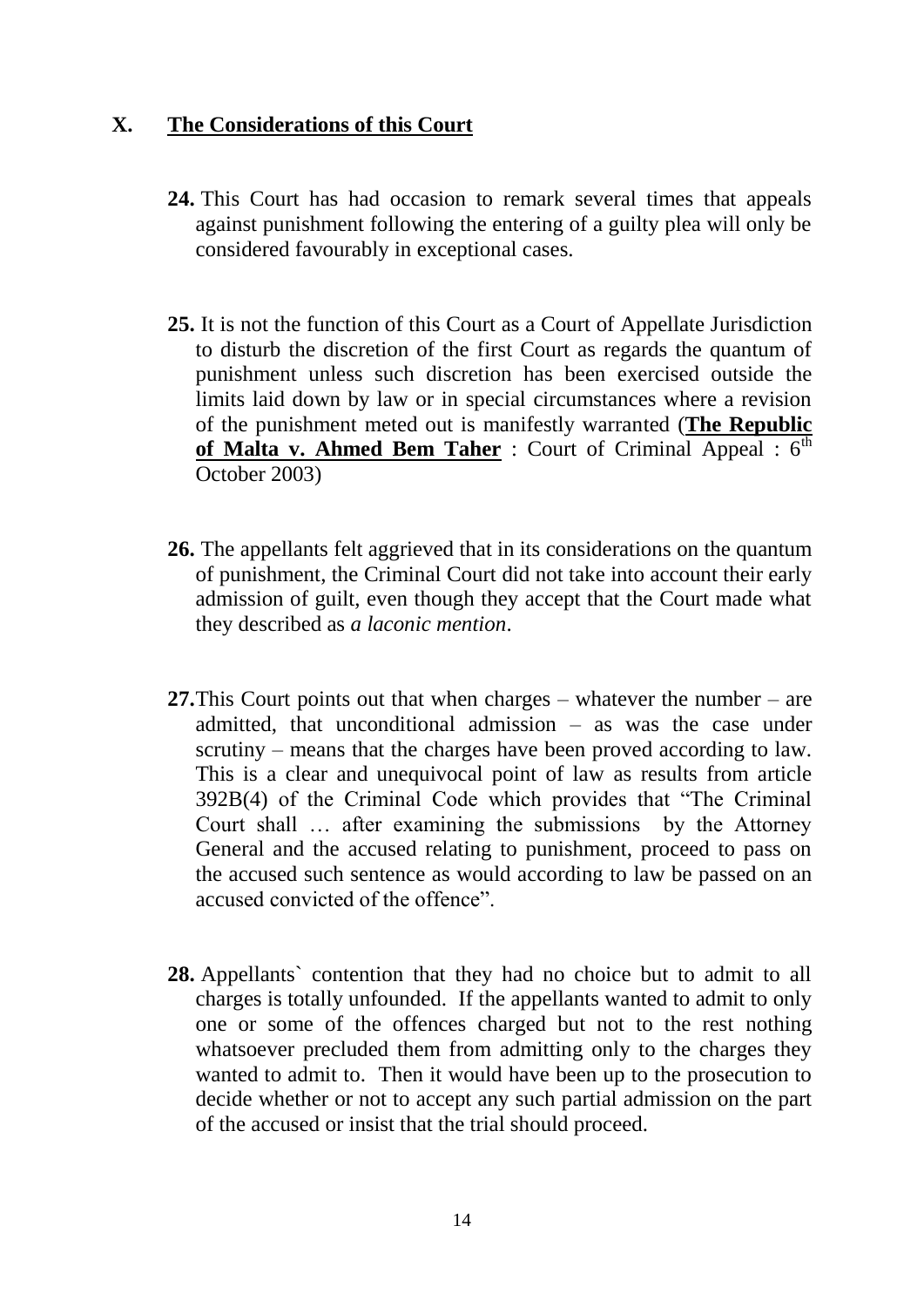## X. The Considerations of this Court

**24.** This Court has had occasion to remark several times that appeals against punishment following the entering of a guilty plea will only be considered favourably in exceptional cases.

**25.** It is not the function of this Court as a Court of Appellate Jurisdiction to disturb the discretion of the first Court as regards the quantum of punishment unless such discretion has been exercised outside the limits laid down by law or in special circumstances where a revision of the punishment meted out is manifestly warranted (**The Republic of Malta v. Ahmed Bem Taher** : Court of Criminal Appeal : 6th October 2003)

**26.** The appellants felt aggrieved that in its considerations on the quantum of punishment, the Criminal Court did not take into account their early admission of guilt, even though they accept that the Court made what they described as *a laconic mention*.

**27.** This Court points out that when charges – whatever the number – are admitted, that unconditional admission – as was the case under scrutiny – means that the charges have been proved according to law. This is a clear and unequivocal point of law as results from article 392B(4) of the Criminal Code which provides that "The Criminal Court shall … after examining the submissions by the Attorney General and the accused relating to punishment, proceed to pass on the accused such sentence as would according to law be passed on an accused convicted of the offence".

**28.** Appellants` contention that they had no choice but to admit to all charges is totally unfounded. If the appellants wanted to admit to only one or some of the offences charged but not to the rest nothing whatsoever precluded them from admitting only to the charges they wanted to admit to. Then it would have been up to the prosecution to decide whether or not to accept any such partial admission on the part of the accused or insist that the trial should proceed.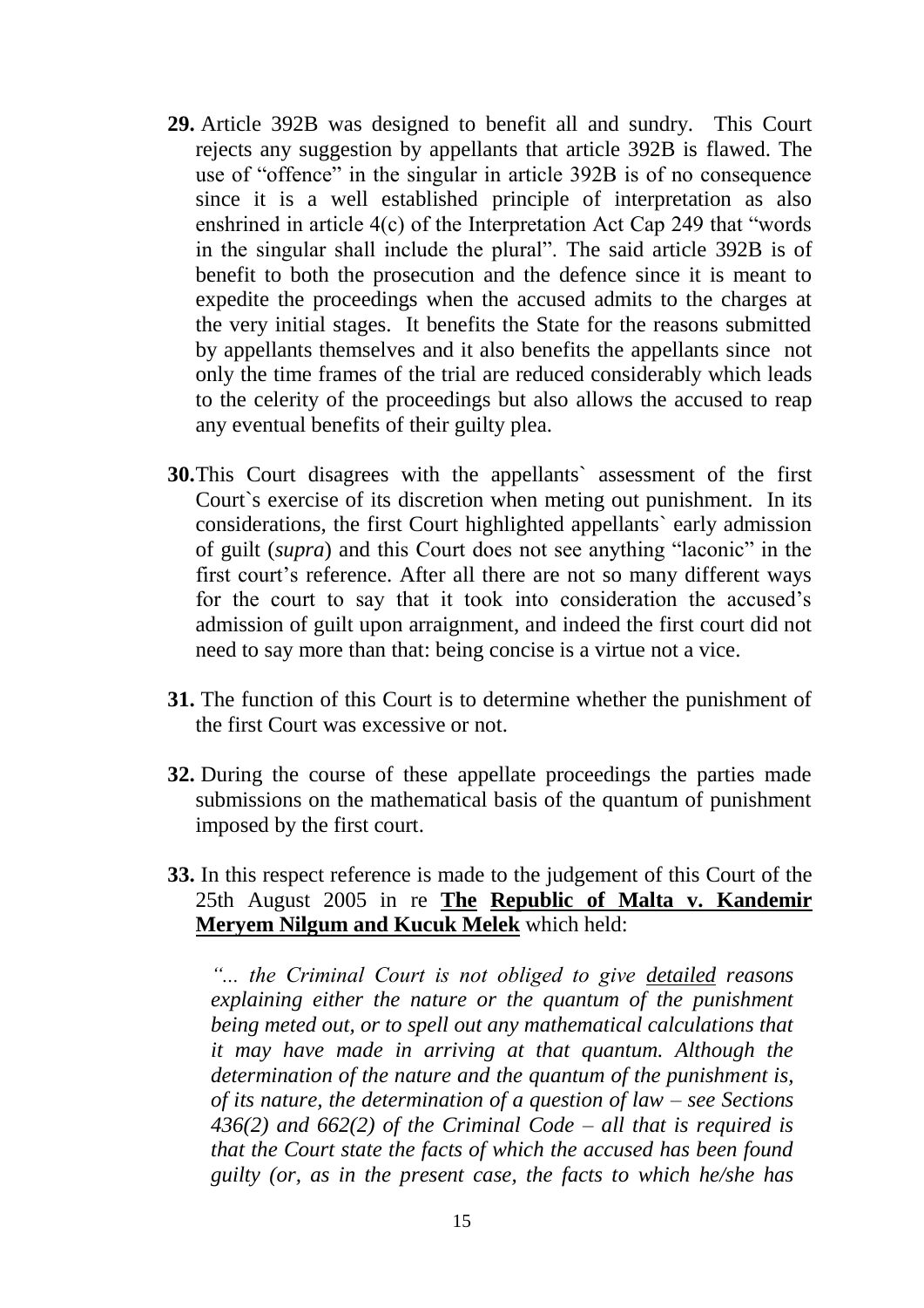**29.** Article 392B was designed to benefit all and sundry. This Court rejects any suggestion by appellants that article 392B is flawed. The use of "offence" in the singular in article 392B is of no consequence since it is a well established principle of interpretation as also enshrined in article 4(c) of the Interpretation Act Cap 249 that "words in the singular shall include the plural". The said article 392B is of benefit to both the prosecution and the defence since it is meant to expedite the proceedings when the accused admits to the charges at the very initial stages. It benefits the State for the reasons submitted by appellants themselves and it also benefits the appellants since not only the time frames of the trial are reduced considerably which leads to the celerity of the proceedings but also allows the accused to reap any eventual benefits of their guilty plea.

**30.** This Court disagrees with the appellants` assessment of the first Court`s exercise of its discretion when meting out punishment. In its considerations, the first Court highlighted appellants` early admission of guilt (*supra*) and this Court does not see anything "laconic" in the first court's reference. After all there are not so many different ways for the court to say that it took into consideration the accused's admission of guilt upon arraignment, and indeed the first court did not need to say more than that: being concise is a virtue not a vice.

**31.** The function of this Court is to determine whether the punishment of the first Court was excessive or not.

**32.** During the course of these appellate proceedings the parties made submissions on the mathematical basis of the quantum of punishment imposed by the first court.

**33.** In this respect reference is made to the judgement of this Court of the 25th August 2005 in re **The Republic of Malta v. Kandemir Meryem Nilgum and Kucuk Melek** which held:

*"... the Criminal Court is not obliged to give detailed reasons explaining either the nature or the quantum of the punishment being meted out, or to spell out any mathematical calculations that it may have made in arriving at that quantum. Although the determination of the nature and the quantum of the punishment is, of its nature, the determination of a question of law – see Sections 436(2) and 662(2) of the Criminal Code – all that is required is that the Court state the facts of which the accused has been found guilty (or, as in the present case, the facts to which he/she has*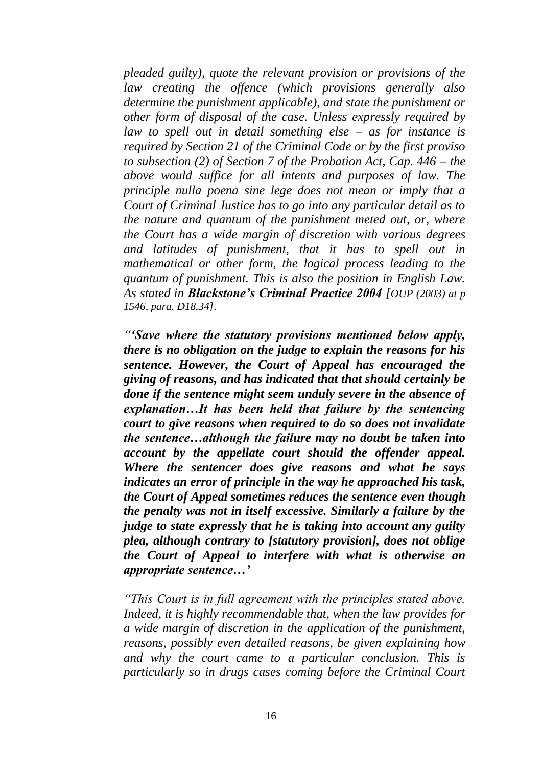*pleaded guilty), quote the relevant provision or provisions of the law creating the offence (which provisions generally also determine the punishment applicable), and state the punishment or other form of disposal of the case. Unless expressly required by law to spell out in detail something else – as for instance is required by Section 21 of the Criminal Code or by the first proviso to subsection (2) of Section 7 of the Probation Act, Cap. 446 – the above would suffice for all intents and purposes of law. The principle nulla poena sine lege does not mean or imply that a Court of Criminal Justice has to go into any particular detail as to the nature and quantum of the punishment meted out, or, where the Court has a wide margin of discretion with various degrees and latitudes of punishment, that it has to spell out in mathematical or other form, the logical process leading to the quantum of punishment. This is also the position in English Law. As stated in **Blackstone's Criminal Practice 2004** [OUP (2003) at p 1546, para. D18.34].*

*"**'Save where the statutory provisions mentioned below apply, there is no obligation on the judge to explain the reasons for his sentence. However, the Court of Appeal has encouraged the giving of reasons, and has indicated that that should certainly be done if the sentence might seem unduly severe in the absence of explanation…It has been held that failure by the sentencing court to give reasons when required to do so does not invalidate the sentence…although the failure may no doubt be taken into account by the appellate court should the offender appeal. Where the sentencer does give reasons and what he says indicates an error of principle in the way he approached his task, the Court of Appeal sometimes reduces the sentence even though the penalty was not in itself excessive. Similarly a failure by the judge to state expressly that he is taking into account any guilty plea, although contrary to [statutory provision], does not oblige the Court of Appeal to interfere with what is otherwise an appropriate sentence…'***

*"This Court is in full agreement with the principles stated above. Indeed, it is highly recommendable that, when the law provides for a wide margin of discretion in the application of the punishment, reasons, possibly even detailed reasons, be given explaining how and why the court came to a particular conclusion. This is particularly so in drugs cases coming before the Criminal Court*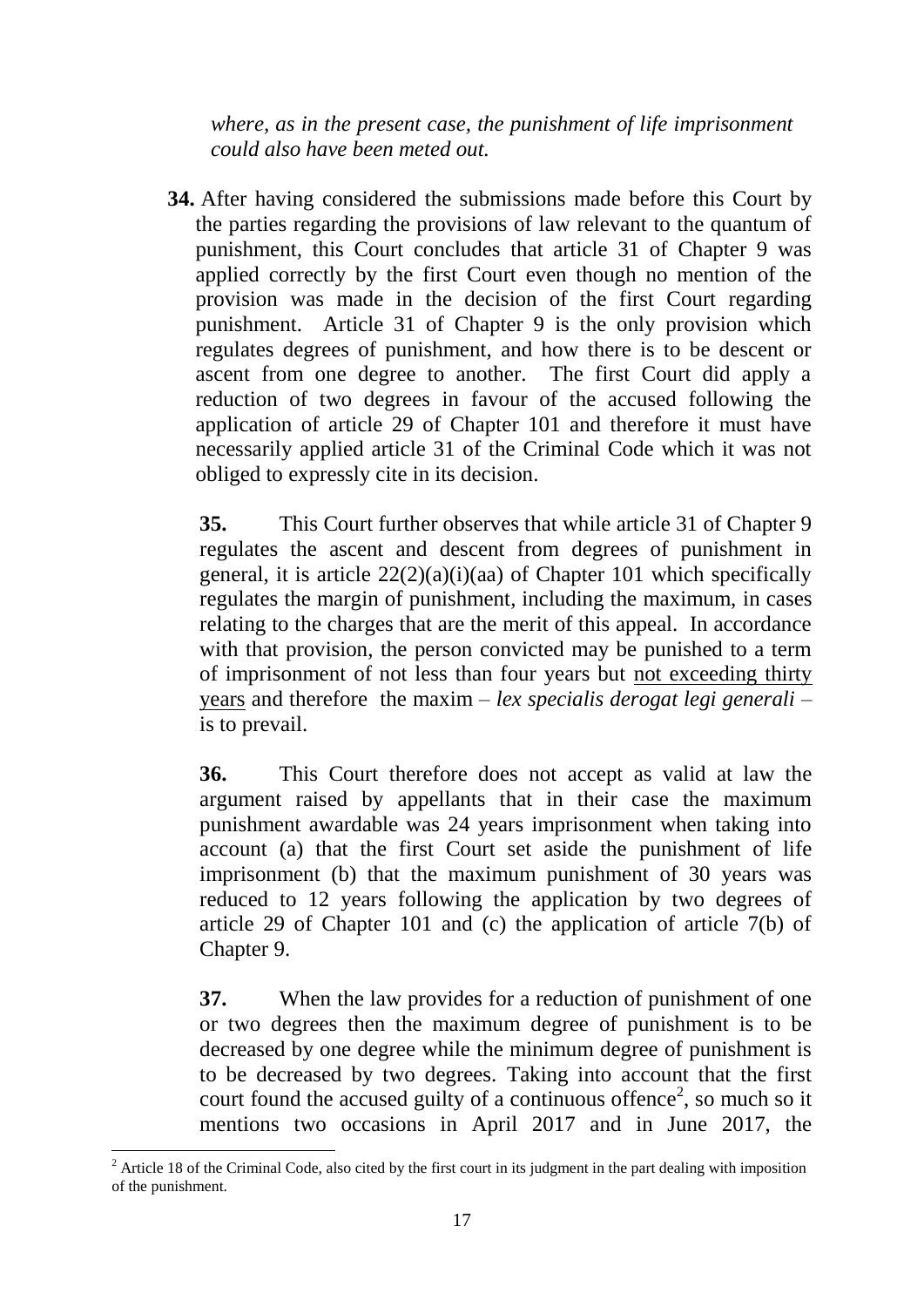*where, as in the present case, the punishment of life imprisonment could also have been meted out.*

**34.** After having considered the submissions made before this Court by the parties regarding the provisions of law relevant to the quantum of punishment, this Court concludes that article 31 of Chapter 9 was applied correctly by the first Court even though no mention of the provision was made in the decision of the first Court regarding punishment. Article 31 of Chapter 9 is the only provision which regulates degrees of punishment, and how there is to be descent or ascent from one degree to another. The first Court did apply a reduction of two degrees in favour of the accused following the application of article 29 of Chapter 101 and therefore it must have necessarily applied article 31 of the Criminal Code which it was not obliged to expressly cite in its decision.

**35.** This Court further observes that while article 31 of Chapter 9 regulates the ascent and descent from degrees of punishment in general, it is article 22(2)(a)(i)(aa) of Chapter 101 which specifically regulates the margin of punishment, including the maximum, in cases relating to the charges that are the merit of this appeal. In accordance with that provision, the person convicted may be punished to a term of imprisonment of not less than four years but <u>not exceeding thirty years</u> and therefore the maxim – *lex specialis derogat legi generali* – is to prevail.

**36.** This Court therefore does not accept as valid at law the argument raised by appellants that in their case the maximum punishment awardable was 24 years imprisonment when taking into account (a) that the first Court set aside the punishment of life imprisonment (b) that the maximum punishment of 30 years was reduced to 12 years following the application by two degrees of article 29 of Chapter 101 and (c) the application of article 7(b) of Chapter 9.

**37.** When the law provides for a reduction of punishment of one or two degrees then the maximum degree of punishment is to be decreased by one degree while the minimum degree of punishment is to be decreased by two degrees. Taking into account that the first court found the accused guilty of a continuous offence[2], so much so it mentions two occasions in April 2017 and in June 2017, the

[2] Article 18 of the Criminal Code, also cited by the first court in its judgment in the part dealing with imposition of the punishment.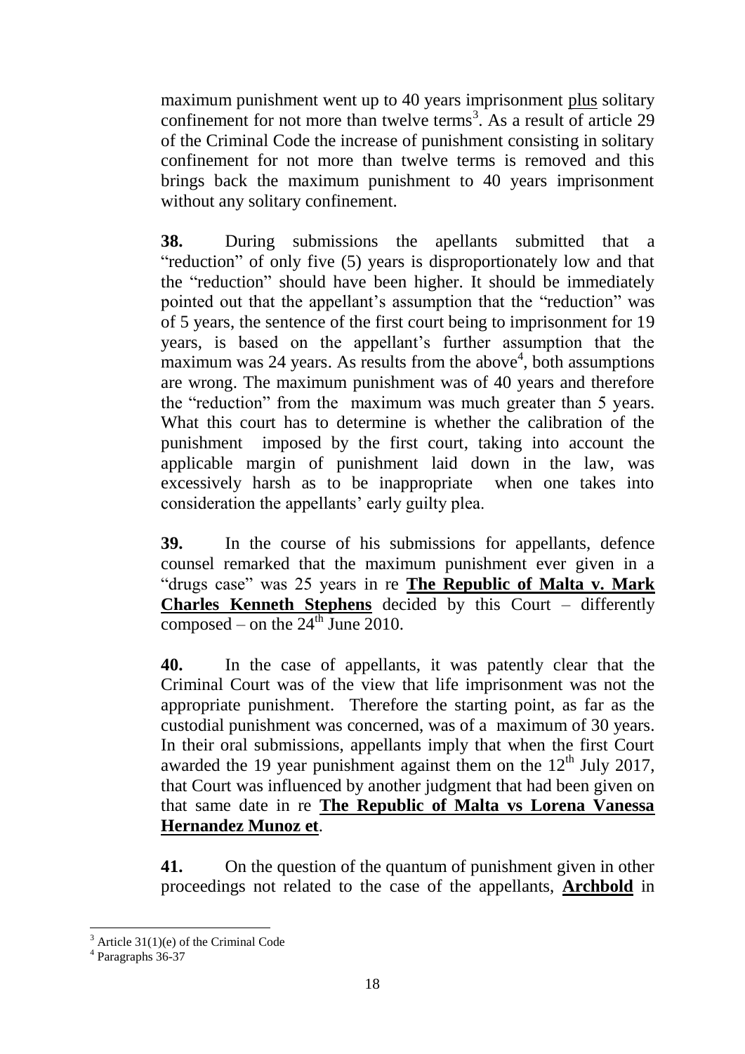maximum punishment went up to 40 years imprisonment plus solitary confinement for not more than twelve terms[3]. As a result of article 29 of the Criminal Code the increase of punishment consisting in solitary confinement for not more than twelve terms is removed and this brings back the maximum punishment to 40 years imprisonment without any solitary confinement.

**38.** During submissions the appellants submitted that a "reduction" of only five (5) years is disproportionately low and that the "reduction" should have been higher. It should be immediately pointed out that the appellant's assumption that the "reduction" was of 5 years, the sentence of the first court being to imprisonment for 19 years, is based on the appellant's further assumption that the maximum was 24 years. As results from the above[4], both assumptions are wrong. The maximum punishment was of 40 years and therefore the "reduction" from the maximum was much greater than 5 years. What this court has to determine is whether the calibration of the punishment imposed by the first court, taking into account the applicable margin of punishment laid down in the law, was excessively harsh as to be inappropriate when one takes into consideration the appellants' early guilty plea.

**39.** In the course of his submissions for appellants, defence counsel remarked that the maximum punishment ever given in a "drugs case" was 25 years in re **The Republic of Malta v. Mark Charles Kenneth Stephens** decided by this Court – differently composed – on the 24th June 2010.

**40.** In the case of appellants, it was patently clear that the Criminal Court was of the view that life imprisonment was not the appropriate punishment. Therefore the starting point, as far as the custodial punishment was concerned, was of a maximum of 30 years. In their oral submissions, appellants imply that when the first Court awarded the 19 year punishment against them on the 12th July 2017, that Court was influenced by another judgment that had been given on that same date in re **The Republic of Malta vs Lorena Vanessa Hernandez Munoz et**.

**41.** On the question of the quantum of punishment given in other proceedings not related to the case of the appellants, **Archbold** in

---

[3] Article 31(1)(e) of the Criminal Code

[4] Paragraphs 36-37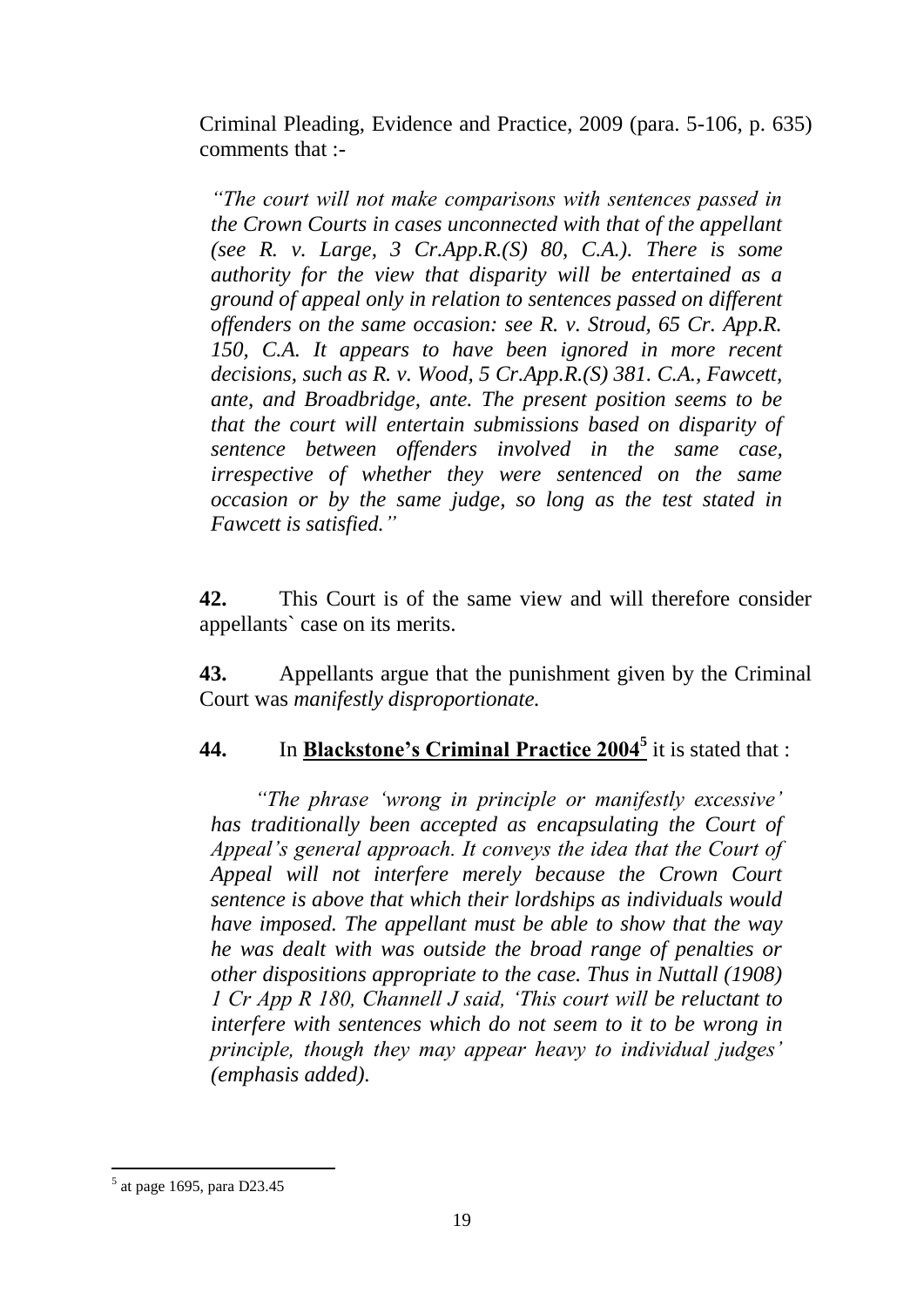Criminal Pleading, Evidence and Practice, 2009 (para. 5-106, p. 635) comments that :-

> *"The court will not make comparisons with sentences passed in the Crown Courts in cases unconnected with that of the appellant (see R. v. Large, 3 Cr.App.R.(S) 80, C.A.). There is some authority for the view that disparity will be entertained as a ground of appeal only in relation to sentences passed on different offenders on the same occasion: see R. v. Stroud, 65 Cr. App.R. 150, C.A. It appears to have been ignored in more recent decisions, such as R. v. Wood, 5 Cr.App.R.(S) 381. C.A., Fawcett, ante, and Broadbridge, ante. The present position seems to be that the court will entertain submissions based on disparity of sentence between offenders involved in the same case, irrespective of whether they were sentenced on the same occasion or by the same judge, so long as the test stated in Fawcett is satisfied."*

**42.** This Court is of the same view and will therefore consider appellants` case on its merits.

**43.** Appellants argue that the punishment given by the Criminal Court was *manifestly disproportionate.*

**44.** In **Blackstone's Criminal Practice 2004**[5] it is stated that :

> *"The phrase 'wrong in principle or manifestly excessive' has traditionally been accepted as encapsulating the Court of Appeal's general approach. It conveys the idea that the Court of Appeal will not interfere merely because the Crown Court sentence is above that which their lordships as individuals would have imposed. The appellant must be able to show that the way he was dealt with was outside the broad range of penalties or other dispositions appropriate to the case. Thus in Nuttall (1908) 1 Cr App R 180, Channell J said, 'This court will be reluctant to interfere with sentences which do not seem to it to be wrong in principle, though they may appear heavy to individual judges' (emphasis added).*

---

[5] at page 1695, para D23.45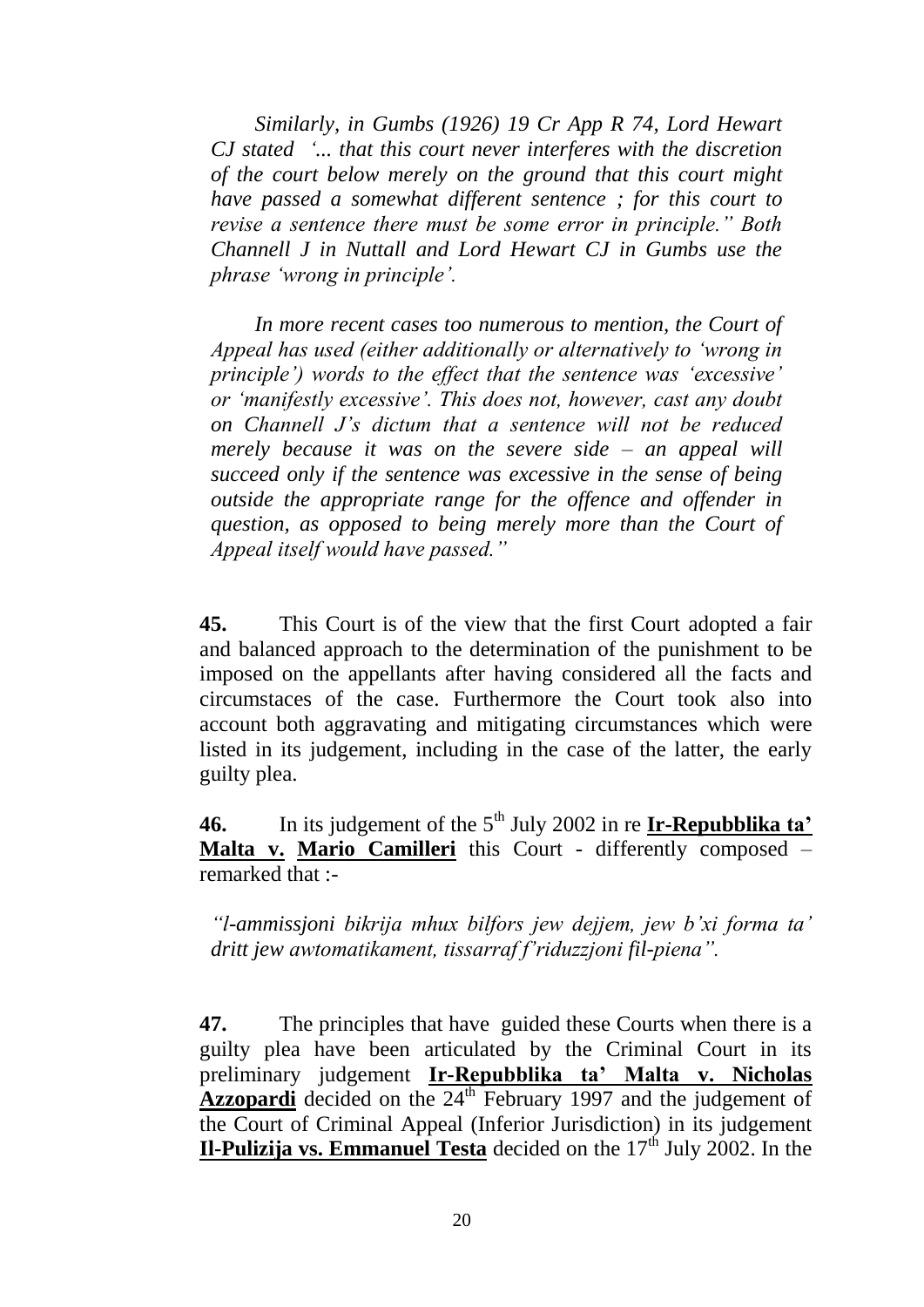*Similarly, in Gumbs (1926) 19 Cr App R 74, Lord Hewart CJ stated '... that this court never interferes with the discretion of the court below merely on the ground that this court might have passed a somewhat different sentence ; for this court to revise a sentence there must be some error in principle." Both Channell J in Nuttall and Lord Hewart CJ in Gumbs use the phrase 'wrong in principle'.*

*In more recent cases too numerous to mention, the Court of Appeal has used (either additionally or alternatively to 'wrong in principle') words to the effect that the sentence was 'excessive' or 'manifestly excessive'. This does not, however, cast any doubt on Channell J's dictum that a sentence will not be reduced merely because it was on the severe side – an appeal will succeed only if the sentence was excessive in the sense of being outside the appropriate range for the offence and offender in question, as opposed to being merely more than the Court of Appeal itself would have passed."*

**45.** This Court is of the view that the first Court adopted a fair and balanced approach to the determination of the punishment to be imposed on the appellants after having considered all the facts and circumstaces of the case. Furthermore the Court took also into account both aggravating and mitigating circumstances which were listed in its judgement, including in the case of the latter, the early guilty plea.

**46.** In its judgement of the 5th July 2002 in re **Ir-Repubblika ta' Malta v. Mario Camilleri** this Court - differently composed – remarked that :-

*"l-ammissjoni bikrija mhux bilfors jew dejjem, jew b'xi forma ta' dritt jew awtomatikament, tissarraf f'riduzzjoni fil-piena".*

**47.** The principles that have guided these Courts when there is a guilty plea have been articulated by the Criminal Court in its preliminary judgement **Ir-Repubblika ta' Malta v. Nicholas Azzopardi** decided on the 24th February 1997 and the judgement of the Court of Criminal Appeal (Inferior Jurisdiction) in its judgement **Il-Pulizija vs. Emmanuel Testa** decided on the 17th July 2002. In the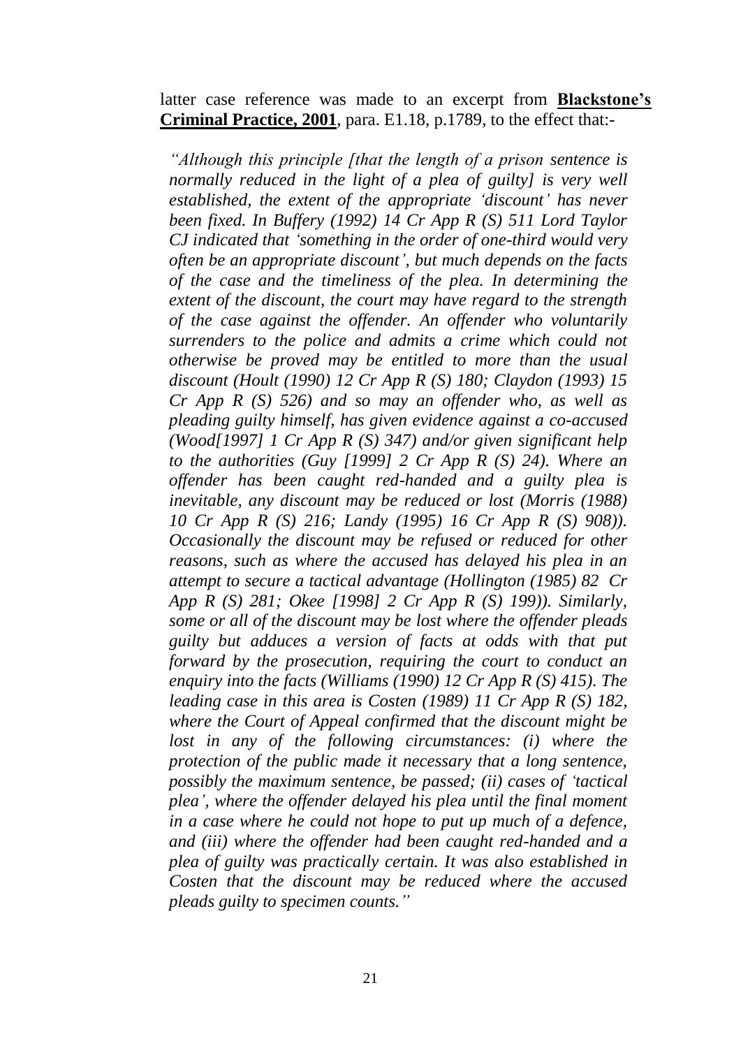latter case reference was made to an excerpt from **Blackstone's Criminal Practice, 2001**, para. E1.18, p.1789, to the effect that:-

> *"Although this principle [that the length of a prison sentence is normally reduced in the light of a plea of guilty] is very well established, the extent of the appropriate 'discount' has never been fixed. In Buffery (1992) 14 Cr App R (S) 511 Lord Taylor CJ indicated that 'something in the order of one-third would very often be an appropriate discount', but much depends on the facts of the case and the timeliness of the plea. In determining the extent of the discount, the court may have regard to the strength of the case against the offender. An offender who voluntarily surrenders to the police and admits a crime which could not otherwise be proved may be entitled to more than the usual discount (Hoult (1990) 12 Cr App R (S) 180; Claydon (1993) 15 Cr App R (S) 526) and so may an offender who, as well as pleading guilty himself, has given evidence against a co-accused (Wood[1997] 1 Cr App R (S) 347) and/or given significant help to the authorities (Guy [1999] 2 Cr App R (S) 24). Where an offender has been caught red-handed and a guilty plea is inevitable, any discount may be reduced or lost (Morris (1988) 10 Cr App R (S) 216; Landy (1995) 16 Cr App R (S) 908)). Occasionally the discount may be refused or reduced for other reasons, such as where the accused has delayed his plea in an attempt to secure a tactical advantage (Hollington (1985) 82 Cr App R (S) 281; Okee [1998] 2 Cr App R (S) 199)). Similarly, some or all of the discount may be lost where the offender pleads guilty but adduces a version of facts at odds with that put forward by the prosecution, requiring the court to conduct an enquiry into the facts (Williams (1990) 12 Cr App R (S) 415). The leading case in this area is Costen (1989) 11 Cr App R (S) 182, where the Court of Appeal confirmed that the discount might be lost in any of the following circumstances: (i) where the protection of the public made it necessary that a long sentence, possibly the maximum sentence, be passed; (ii) cases of 'tactical plea', where the offender delayed his plea until the final moment in a case where he could not hope to put up much of a defence, and (iii) where the offender had been caught red-handed and a plea of guilty was practically certain. It was also established in Costen that the discount may be reduced where the accused pleads guilty to specimen counts."*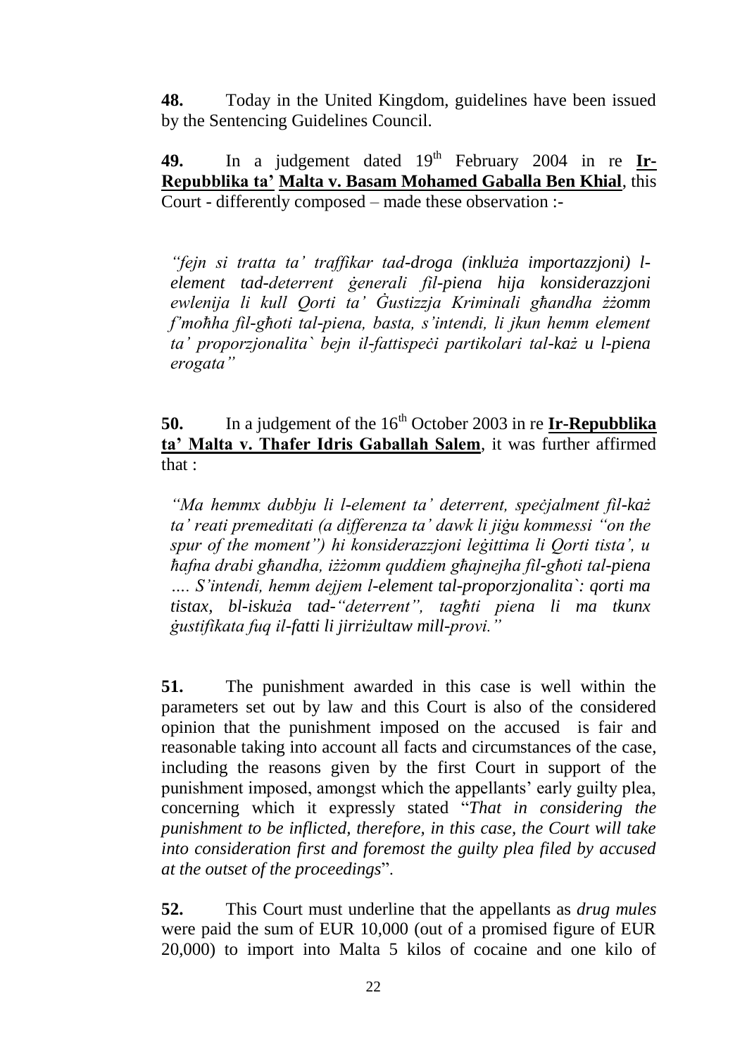**48.** Today in the United Kingdom, guidelines have been issued by the Sentencing Guidelines Council.

**49.** In a judgement dated 19th February 2004 in re **Ir-Repubblika ta' Malta v. Basam Mohamed Gaballa Ben Khial**, this Court - differently composed – made these observation :-

*"fejn si tratta ta' traffikar tad-droga (inkluża importazzjoni) l-element tad-deterrent ġenerali fil-piena hija konsiderazzjoni ewlenija li kull Qorti ta' Ġustizzja Kriminali għandha żżomm f'moħħa fil-għoti tal-piena, basta, s'intendi, li jkun hemm element ta' proporzjonalita` bejn il-fattispeċi partikolari tal-każ u l-piena erogata"*

**50.** In a judgement of the 16th October 2003 in re **Ir-Repubblika ta' Malta v. Thafer Idris Gaballah Salem**, it was further affirmed that :

*"Ma hemmx dubbju li l-element ta' deterrent, speċjalment fil-każ ta' reati premeditati (a differenza ta' dawk li jiġu kommessi "on the spur of the moment") hi konsiderazzjoni leġittima li Qorti tista', u ħafna drabi għandha, iżżomm quddiem għajnejha fil-għoti tal-piena …. S'intendi, hemm dejjem l-element tal-proporzjonalita`: qorti ma tistax, bl-iskuża tad-"deterrent", tagħti piena li ma tkunx ġustifikata fuq il-fatti li jirriżultaw mill-provi."*

**51.** The punishment awarded in this case is well within the parameters set out by law and this Court is also of the considered opinion that the punishment imposed on the accused is fair and reasonable taking into account all facts and circumstances of the case, including the reasons given by the first Court in support of the punishment imposed, amongst which the appellants' early guilty plea, concerning which it expressly stated "*That in considering the punishment to be inflicted, therefore, in this case, the Court will take into consideration first and foremost the guilty plea filed by accused at the outset of the proceedings*".

**52.** This Court must underline that the appellants as *drug mules* were paid the sum of EUR 10,000 (out of a promised figure of EUR 20,000) to import into Malta 5 kilos of cocaine and one kilo of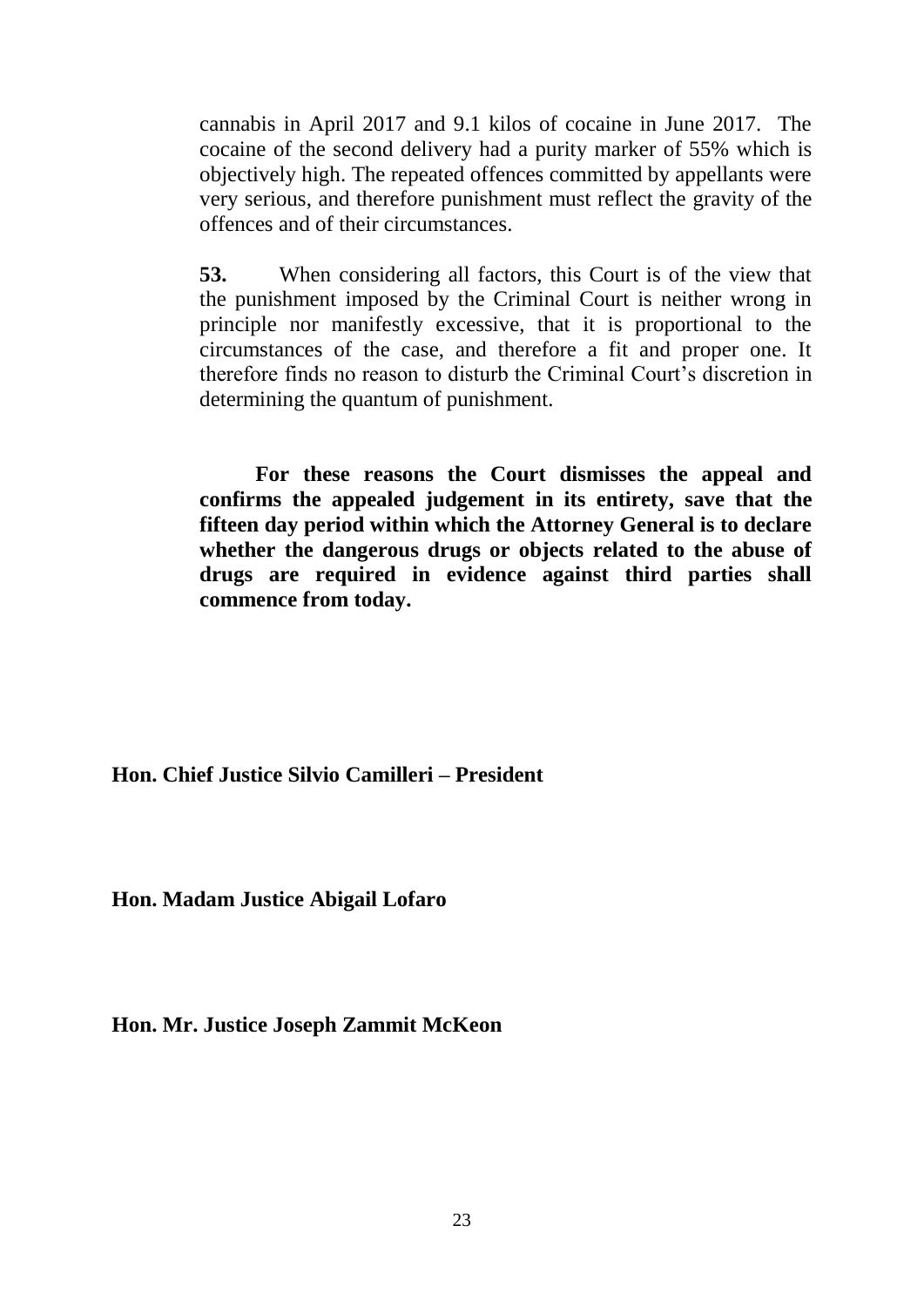cannabis in April 2017 and 9.1 kilos of cocaine in June 2017. The cocaine of the second delivery had a purity marker of 55% which is objectively high. The repeated offences committed by appellants were very serious, and therefore punishment must reflect the gravity of the offences and of their circumstances.

**53.** When considering all factors, this Court is of the view that the punishment imposed by the Criminal Court is neither wrong in principle nor manifestly excessive, that it is proportional to the circumstances of the case, and therefore a fit and proper one. It therefore finds no reason to disturb the Criminal Court's discretion in determining the quantum of punishment.

**For these reasons the Court dismisses the appeal and confirms the appealed judgement in its entirety, save that the fifteen day period within which the Attorney General is to declare whether the dangerous drugs or objects related to the abuse of drugs are required in evidence against third parties shall commence from today.**

**Hon. Chief Justice Silvio Camilleri – President**

**Hon. Madam Justice Abigail Lofaro**

**Hon. Mr. Justice Joseph Zammit McKeon**